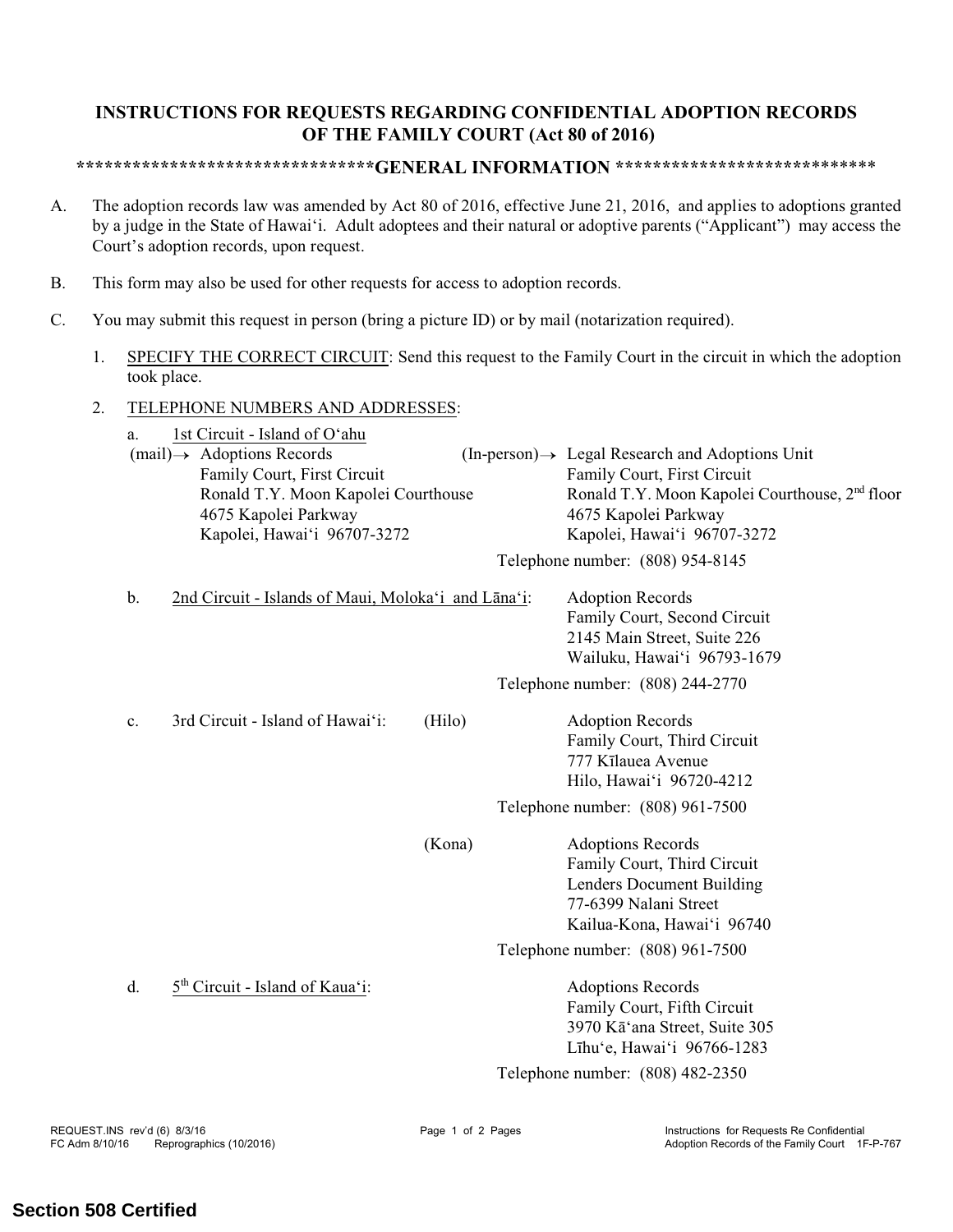# INSTRUCTIONS FOR REQUESTS REGARDING CONFIDENTIAL ADOPTION RECORDS OF THE FAMILY COURT (Act 80 of 2016)

## ******************************GENERAL INFORMATION ***************************

A. The adoption records law was amended by Act 80 of 2016, effective June 21, 2016, and applies to adoptions granted by a judge in the State of Hawaiʻi. Adult adoptees and their natural or adoptive parents ("Applicant") may access the Court's adoption records, upon request.

B. This form may also be used for other requests for access to adoption records.

C. You may submit this request in person (bring a picture ID) or by mail (notarization required).

1. SPECIFY THE CORRECT CIRCUIT: Send this request to the Family Court in the circuit in which the adoption took place.

2. TELEPHONE NUMBERS AND ADDRESSES:

   a. 1st Circuit - Island of Oʻahu

   (mail)→ Adoptions Records
   Family Court, First Circuit
   Ronald T.Y. Moon Kapolei Courthouse
   4675 Kapolei Parkway
   Kapolei, Hawaiʻi 96707-3272

   (In-person)→ Legal Research and Adoptions Unit
   Family Court, First Circuit
   Ronald T.Y. Moon Kapolei Courthouse, 2nd floor
   4675 Kapolei Parkway
   Kapolei, Hawaiʻi 96707-3272

   Telephone number: (808) 954-8145

   b. 2nd Circuit - Islands of Maui, Molokaʻi and Lānaʻi:

   Adoption Records
   Family Court, Second Circuit
   2145 Main Street, Suite 226
   Wailuku, Hawaiʻi 96793-1679

   Telephone number: (808) 244-2770

   c. 3rd Circuit - Island of Hawaiʻi:

   (Hilo)
   Adoption Records
   Family Court, Third Circuit
   777 Kīlauea Avenue
   Hilo, Hawaiʻi 96720-4212

   Telephone number: (808) 961-7500

   (Kona)
   Adoptions Records
   Family Court, Third Circuit
   Lenders Document Building
   77-6399 Nalani Street
   Kailua-Kona, Hawaiʻi 96740

   Telephone number: (808) 961-7500

   d. 5th Circuit - Island of Kauaʻi:

   Adoptions Records
   Family Court, Fifth Circuit
   3970 Kāʻana Street, Suite 305
   Līhuʻe, Hawaiʻi 96766-1283

   Telephone number: (808) 482-2350

REQUEST.INS rev'd (6) 8/3/16
FC Adm 8/10/16 Reprographics (10/2016)

Instructions for Requests Re Confidential Adoption Records of the Family Court 1F-P-767

**Section 508 Certified**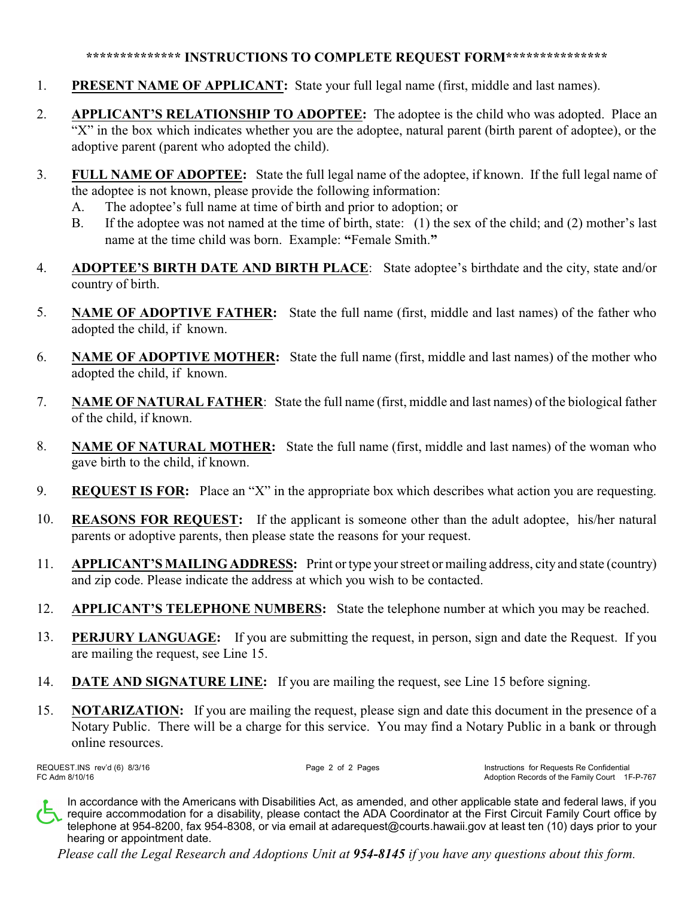************** INSTRUCTIONS TO COMPLETE REQUEST FORM***************

1. **PRESENT NAME OF APPLICANT:** State your full legal name (first, middle and last names).

2. **APPLICANT'S RELATIONSHIP TO ADOPTEE:** The adoptee is the child who was adopted. Place an "X" in the box which indicates whether you are the adoptee, natural parent (birth parent of adoptee), or the adoptive parent (parent who adopted the child).

3. **FULL NAME OF ADOPTEE:** State the full legal name of the adoptee, if known. If the full legal name of the adoptee is not known, please provide the following information:
   - A. The adoptee's full name at time of birth and prior to adoption; or
   - B. If the adoptee was not named at the time of birth, state: (1) the sex of the child; and (2) mother's last name at the time child was born. Example: **"**Female Smith.**"**

4. **ADOPTEE'S BIRTH DATE AND BIRTH PLACE**: State adoptee's birthdate and the city, state and/or country of birth.

5. **NAME OF ADOPTIVE FATHER:** State the full name (first, middle and last names) of the father who adopted the child, if known.

6. **NAME OF ADOPTIVE MOTHER:** State the full name (first, middle and last names) of the mother who adopted the child, if known.

7. **NAME OF NATURAL FATHER**: State the full name (first, middle and last names) of the biological father of the child, if known.

8. **NAME OF NATURAL MOTHER:** State the full name (first, middle and last names) of the woman who gave birth to the child, if known.

9. **REQUEST IS FOR:** Place an "X" in the appropriate box which describes what action you are requesting.

10. **REASONS FOR REQUEST:** If the applicant is someone other than the adult adoptee, his/her natural parents or adoptive parents, then please state the reasons for your request.

11. **APPLICANT'S MAILING ADDRESS:** Print or type your street or mailing address, city and state (country) and zip code. Please indicate the address at which you wish to be contacted.

12. **APPLICANT'S TELEPHONE NUMBERS:** State the telephone number at which you may be reached.

13. **PERJURY LANGUAGE:** If you are submitting the request, in person, sign and date the Request. If you are mailing the request, see Line 15.

14. **DATE AND SIGNATURE LINE:** If you are mailing the request, see Line 15 before signing.

15. **NOTARIZATION:** If you are mailing the request, please sign and date this document in the presence of a Notary Public. There will be a charge for this service. You may find a Notary Public in a bank or through online resources.

REQUEST.INS rev'd (6) 8/3/16
FC Adm 8/10/16

Instructions for Requests Re Confidential Adoption Records of the Family Court 1F-P-767

In accordance with the Americans with Disabilities Act, as amended, and other applicable state and federal laws, if you require accommodation for a disability, please contact the ADA Coordinator at the First Circuit Family Court office by telephone at 954-8200, fax 954-8308, or via email at adarequest@courts.hawaii.gov at least ten (10) days prior to your hearing or appointment date.

*Please call the Legal Research and Adoptions Unit at **954-8145** if you have any questions about this form.*